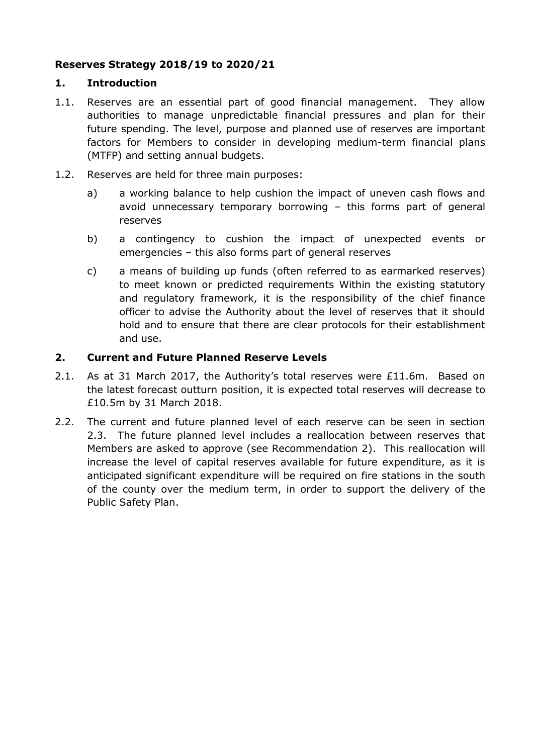## Reserves Strategy 2018/19 to 2020/21

### 1. Introduction

1.1. Reserves are an essential part of good financial management. They allow authorities to manage unpredictable financial pressures and plan for their future spending. The level, purpose and planned use of reserves are important factors for Members to consider in developing medium-term financial plans (MTFP) and setting annual budgets.

1.2. Reserves are held for three main purposes:

a) a working balance to help cushion the impact of uneven cash flows and avoid unnecessary temporary borrowing – this forms part of general reserves

b) a contingency to cushion the impact of unexpected events or emergencies – this also forms part of general reserves

c) a means of building up funds (often referred to as earmarked reserves) to meet known or predicted requirements Within the existing statutory and regulatory framework, it is the responsibility of the chief finance officer to advise the Authority about the level of reserves that it should hold and to ensure that there are clear protocols for their establishment and use.

### 2. Current and Future Planned Reserve Levels

2.1. As at 31 March 2017, the Authority's total reserves were £11.6m. Based on the latest forecast outturn position, it is expected total reserves will decrease to £10.5m by 31 March 2018.

2.2. The current and future planned level of each reserve can be seen in section 2.3. The future planned level includes a reallocation between reserves that Members are asked to approve (see Recommendation 2). This reallocation will increase the level of capital reserves available for future expenditure, as it is anticipated significant expenditure will be required on fire stations in the south of the county over the medium term, in order to support the delivery of the Public Safety Plan.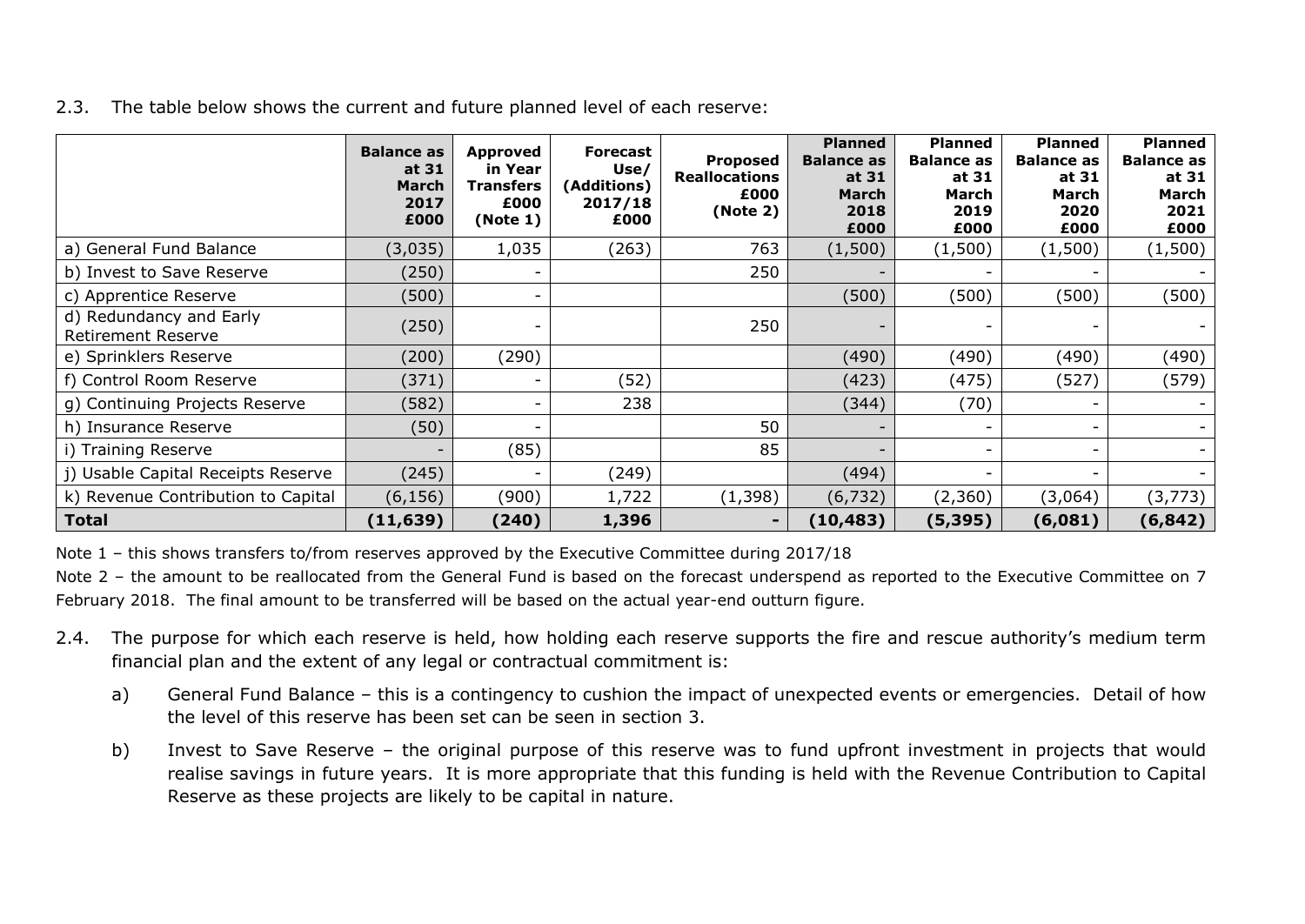2.3. The table below shows the current and future planned level of each reserve:

| | Balance as at 31 March 2017 £000 | Approved in Year Transfers £000 (Note 1) | Forecast Use/ (Additions) 2017/18 £000 | Proposed Reallocations £000 (Note 2) | Planned Balance as at 31 March 2018 £000 | Planned Balance as at 31 March 2019 £000 | Planned Balance as at 31 March 2020 £000 | Planned Balance as at 31 March 2021 £000 |
|---|---|---|---|---|---|---|---|---|
| a) General Fund Balance | (3,035) | 1,035 | (263) | 763 | (1,500) | (1,500) | (1,500) | (1,500) |
| b) Invest to Save Reserve | (250) | - | | 250 | - | - | - | - |
| c) Apprentice Reserve | (500) | - | | | (500) | (500) | (500) | (500) |
| d) Redundancy and Early Retirement Reserve | (250) | - | | 250 | - | - | - | - |
| e) Sprinklers Reserve | (200) | (290) | | | (490) | (490) | (490) | (490) |
| f) Control Room Reserve | (371) | - | (52) | | (423) | (475) | (527) | (579) |
| g) Continuing Projects Reserve | (582) | - | 238 | | (344) | (70) | - | - |
| h) Insurance Reserve | (50) | - | | 50 | - | - | - | - |
| i) Training Reserve | - | (85) | | 85 | - | - | - | - |
| j) Usable Capital Receipts Reserve | (245) | - | (249) | | (494) | - | - | - |
| k) Revenue Contribution to Capital | (6,156) | (900) | 1,722 | (1,398) | (6,732) | (2,360) | (3,064) | (3,773) |
| **Total** | **(11,639)** | **(240)** | **1,396** | **-** | **(10,483)** | **(5,395)** | **(6,081)** | **(6,842)** |

Note 1 – this shows transfers to/from reserves approved by the Executive Committee during 2017/18

Note 2 – the amount to be reallocated from the General Fund is based on the forecast underspend as reported to the Executive Committee on 7 February 2018. The final amount to be transferred will be based on the actual year-end outturn figure.

2.4. The purpose for which each reserve is held, how holding each reserve supports the fire and rescue authority's medium term financial plan and the extent of any legal or contractual commitment is:

a) General Fund Balance – this is a contingency to cushion the impact of unexpected events or emergencies. Detail of how the level of this reserve has been set can be seen in section 3.

b) Invest to Save Reserve – the original purpose of this reserve was to fund upfront investment in projects that would realise savings in future years. It is more appropriate that this funding is held with the Revenue Contribution to Capital Reserve as these projects are likely to be capital in nature.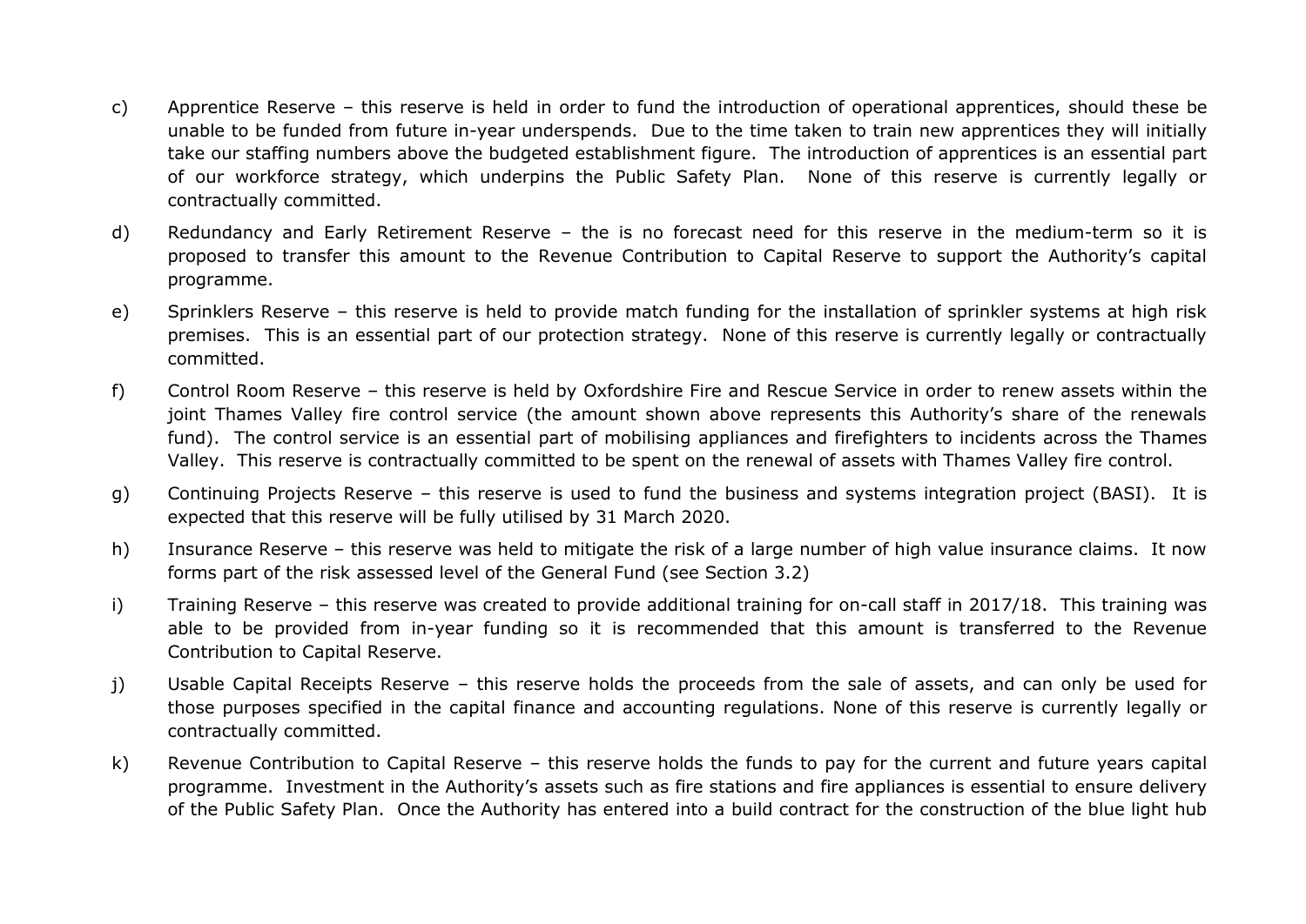c) Apprentice Reserve – this reserve is held in order to fund the introduction of operational apprentices, should these be unable to be funded from future in-year underspends. Due to the time taken to train new apprentices they will initially take our staffing numbers above the budgeted establishment figure. The introduction of apprentices is an essential part of our workforce strategy, which underpins the Public Safety Plan. None of this reserve is currently legally or contractually committed.

d) Redundancy and Early Retirement Reserve – the is no forecast need for this reserve in the medium-term so it is proposed to transfer this amount to the Revenue Contribution to Capital Reserve to support the Authority's capital programme.

e) Sprinklers Reserve – this reserve is held to provide match funding for the installation of sprinkler systems at high risk premises. This is an essential part of our protection strategy. None of this reserve is currently legally or contractually committed.

f) Control Room Reserve – this reserve is held by Oxfordshire Fire and Rescue Service in order to renew assets within the joint Thames Valley fire control service (the amount shown above represents this Authority's share of the renewals fund). The control service is an essential part of mobilising appliances and firefighters to incidents across the Thames Valley. This reserve is contractually committed to be spent on the renewal of assets with Thames Valley fire control.

g) Continuing Projects Reserve – this reserve is used to fund the business and systems integration project (BASI). It is expected that this reserve will be fully utilised by 31 March 2020.

h) Insurance Reserve – this reserve was held to mitigate the risk of a large number of high value insurance claims. It now forms part of the risk assessed level of the General Fund (see Section 3.2)

i) Training Reserve – this reserve was created to provide additional training for on-call staff in 2017/18. This training was able to be provided from in-year funding so it is recommended that this amount is transferred to the Revenue Contribution to Capital Reserve.

j) Usable Capital Receipts Reserve – this reserve holds the proceeds from the sale of assets, and can only be used for those purposes specified in the capital finance and accounting regulations. None of this reserve is currently legally or contractually committed.

k) Revenue Contribution to Capital Reserve – this reserve holds the funds to pay for the current and future years capital programme. Investment in the Authority's assets such as fire stations and fire appliances is essential to ensure delivery of the Public Safety Plan. Once the Authority has entered into a build contract for the construction of the blue light hub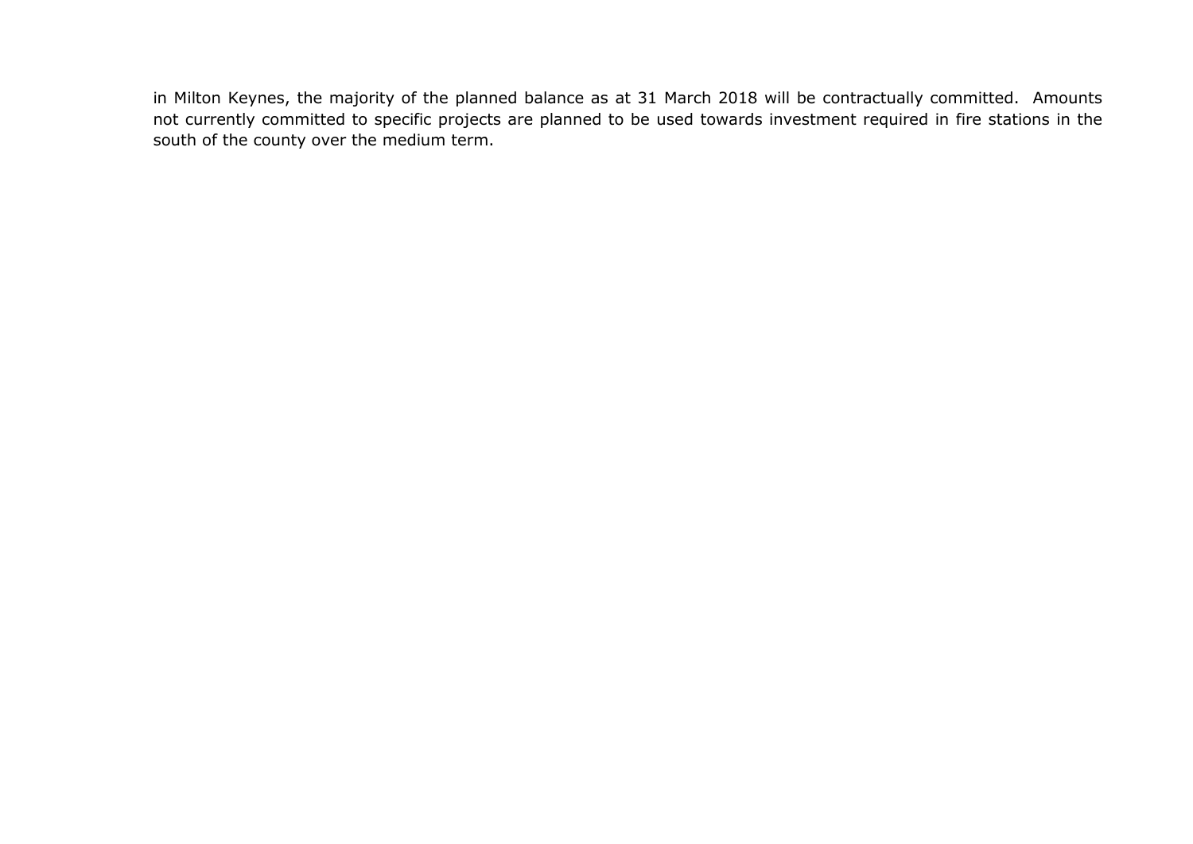in Milton Keynes, the majority of the planned balance as at 31 March 2018 will be contractually committed. Amounts not currently committed to specific projects are planned to be used towards investment required in fire stations in the south of the county over the medium term.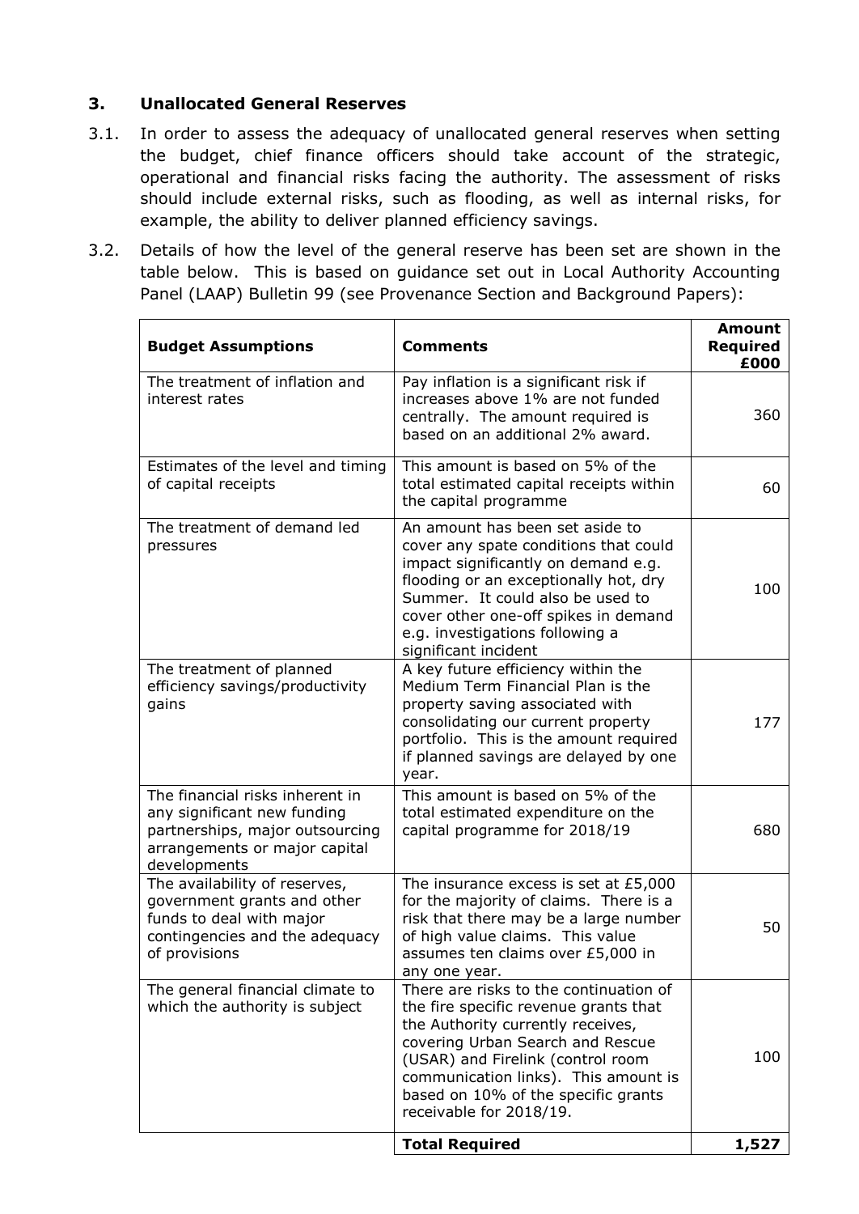## 3. Unallocated General Reserves

3.1. In order to assess the adequacy of unallocated general reserves when setting the budget, chief finance officers should take account of the strategic, operational and financial risks facing the authority. The assessment of risks should include external risks, such as flooding, as well as internal risks, for example, the ability to deliver planned efficiency savings.

3.2. Details of how the level of the general reserve has been set are shown in the table below. This is based on guidance set out in Local Authority Accounting Panel (LAAP) Bulletin 99 (see Provenance Section and Background Papers):

| **Budget Assumptions** | **Comments** | **Amount Required £000** |
|---|---|---|
| The treatment of inflation and interest rates | Pay inflation is a significant risk if increases above 1% are not funded centrally. The amount required is based on an additional 2% award. | 360 |
| Estimates of the level and timing of capital receipts | This amount is based on 5% of the total estimated capital receipts within the capital programme | 60 |
| The treatment of demand led pressures | An amount has been set aside to cover any spate conditions that could impact significantly on demand e.g. flooding or an exceptionally hot, dry Summer. It could also be used to cover other one-off spikes in demand e.g. investigations following a significant incident | 100 |
| The treatment of planned efficiency savings/productivity gains | A key future efficiency within the Medium Term Financial Plan is the property saving associated with consolidating our current property portfolio. This is the amount required if planned savings are delayed by one year. | 177 |
| The financial risks inherent in any significant new funding partnerships, major outsourcing arrangements or major capital developments | This amount is based on 5% of the total estimated expenditure on the capital programme for 2018/19 | 680 |
| The availability of reserves, government grants and other funds to deal with major contingencies and the adequacy of provisions | The insurance excess is set at £5,000 for the majority of claims. There is a risk that there may be a large number of high value claims. This value assumes ten claims over £5,000 in any one year. | 50 |
| The general financial climate to which the authority is subject | There are risks to the continuation of the fire specific revenue grants that the Authority currently receives, covering Urban Search and Rescue (USAR) and Firelink (control room communication links). This amount is based on 10% of the specific grants receivable for 2018/19. | 100 |
| | **Total Required** | **1,527** |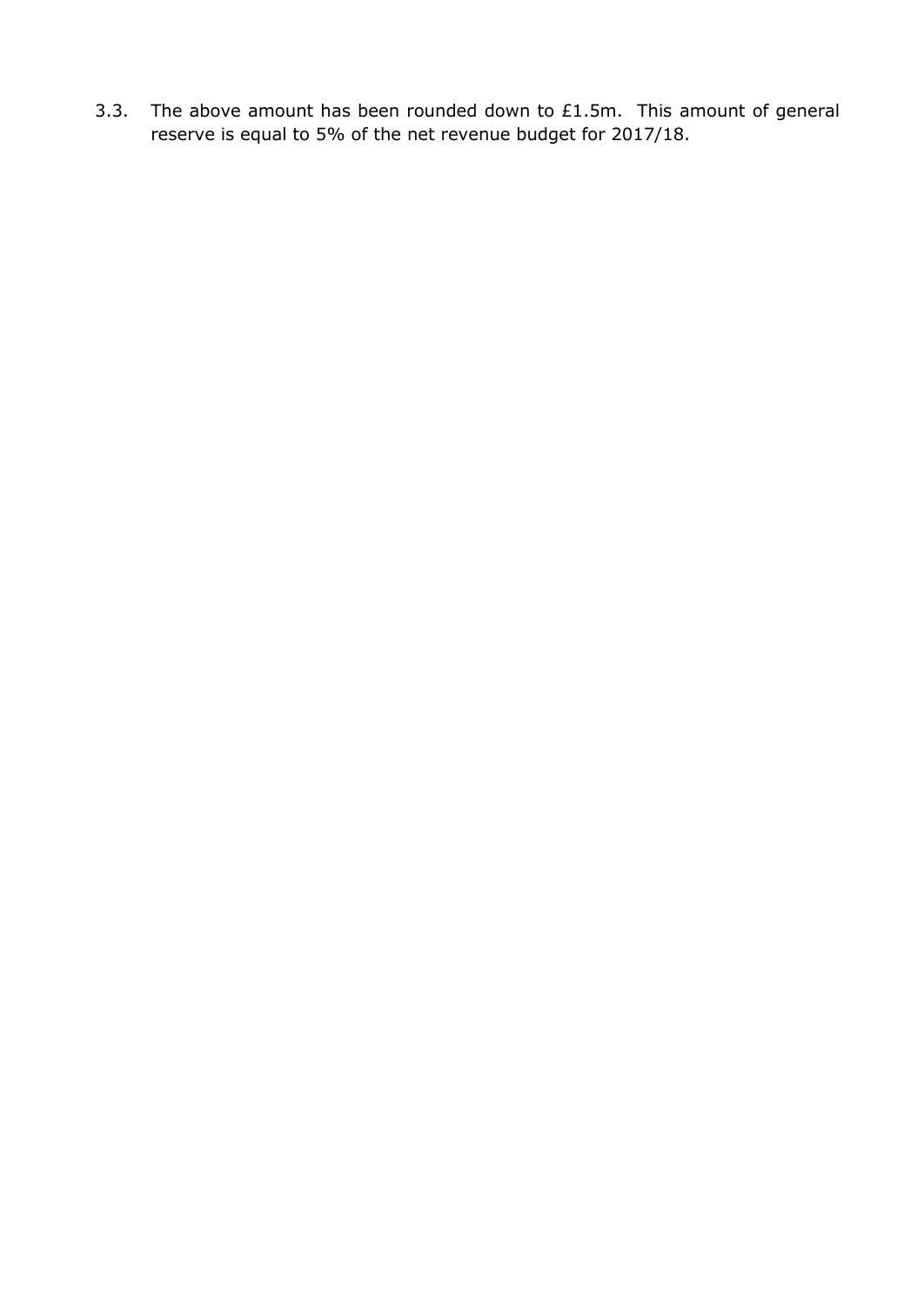3.3. The above amount has been rounded down to £1.5m. This amount of general reserve is equal to 5% of the net revenue budget for 2017/18.